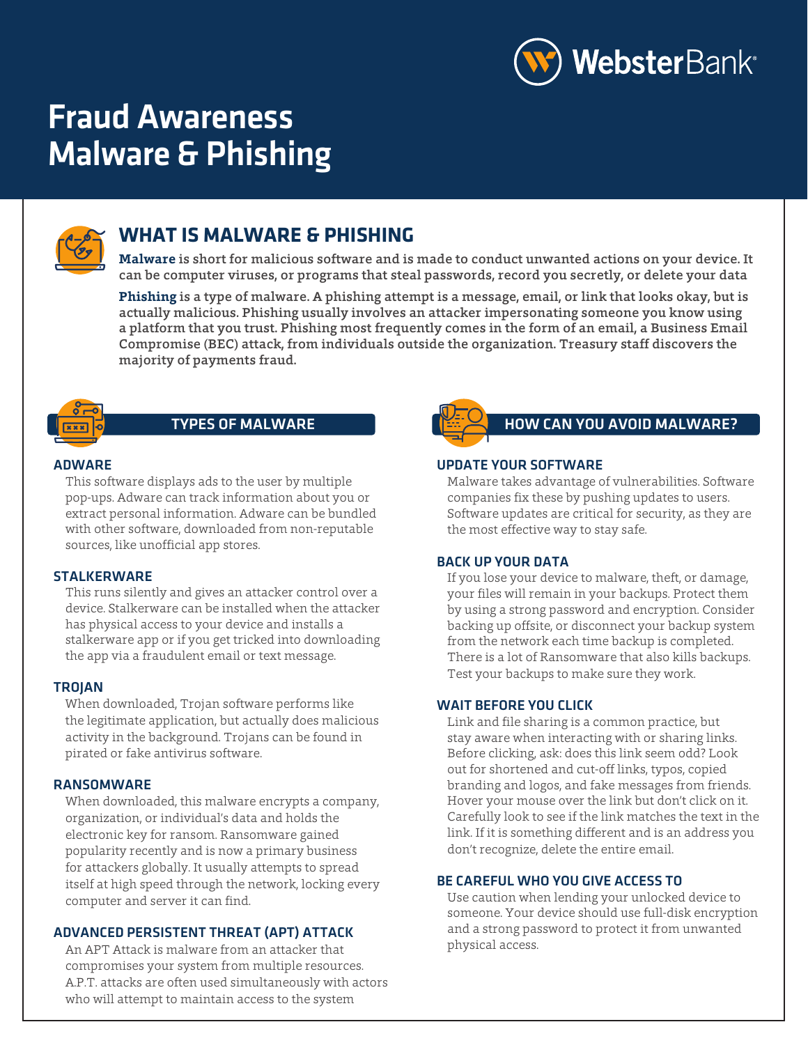WebsterBank

# Fraud Awareness Malware & Phishing

## WHAT IS MALWARE & PHISHING

**Malware** is short for malicious software and is made to conduct unwanted actions on your device. It can be computer viruses, or programs that steal passwords, record you secretly, or delete your data

**Phishing** is a type of malware. A phishing attempt is a message, email, or link that looks okay, but is actually malicious. Phishing usually involves an attacker impersonating someone you know using a platform that you trust. Phishing most frequently comes in the form of an email, a Business Email Compromise (BEC) attack, from individuals outside the organization. Treasury staff discovers the majority of payments fraud.

## TYPES OF MALWARE

### ADWARE

This software displays ads to the user by multiple pop-ups. Adware can track information about you or extract personal information. Adware can be bundled with other software, downloaded from non-reputable sources, like unofficial app stores.

### STALKERWARE

This runs silently and gives an attacker control over a device. Stalkerware can be installed when the attacker has physical access to your device and installs a stalkerware app or if you get tricked into downloading the app via a fraudulent email or text message.

### TROJAN

When downloaded, Trojan software performs like the legitimate application, but actually does malicious activity in the background. Trojans can be found in pirated or fake antivirus software.

### RANSOMWARE

When downloaded, this malware encrypts a company, organization, or individual's data and holds the electronic key for ransom. Ransomware gained popularity recently and is now a primary business for attackers globally. It usually attempts to spread itself at high speed through the network, locking every computer and server it can find.

### ADVANCED PERSISTENT THREAT (APT) ATTACK

An APT Attack is malware from an attacker that compromises your system from multiple resources. A.P.T. attacks are often used simultaneously with actors who will attempt to maintain access to the system

## HOW CAN YOU AVOID MALWARE?

### UPDATE YOUR SOFTWARE

Malware takes advantage of vulnerabilities. Software companies fix these by pushing updates to users. Software updates are critical for security, as they are the most effective way to stay safe.

### BACK UP YOUR DATA

If you lose your device to malware, theft, or damage, your files will remain in your backups. Protect them by using a strong password and encryption. Consider backing up offsite, or disconnect your backup system from the network each time backup is completed. There is a lot of Ransomware that also kills backups. Test your backups to make sure they work.

### WAIT BEFORE YOU CLICK

Link and file sharing is a common practice, but stay aware when interacting with or sharing links. Before clicking, ask: does this link seem odd? Look out for shortened and cut-off links, typos, copied branding and logos, and fake messages from friends. Hover your mouse over the link but don't click on it. Carefully look to see if the link matches the text in the link. If it is something different and is an address you don't recognize, delete the entire email.

### BE CAREFUL WHO YOU GIVE ACCESS TO

Use caution when lending your unlocked device to someone. Your device should use full-disk encryption and a strong password to protect it from unwanted physical access.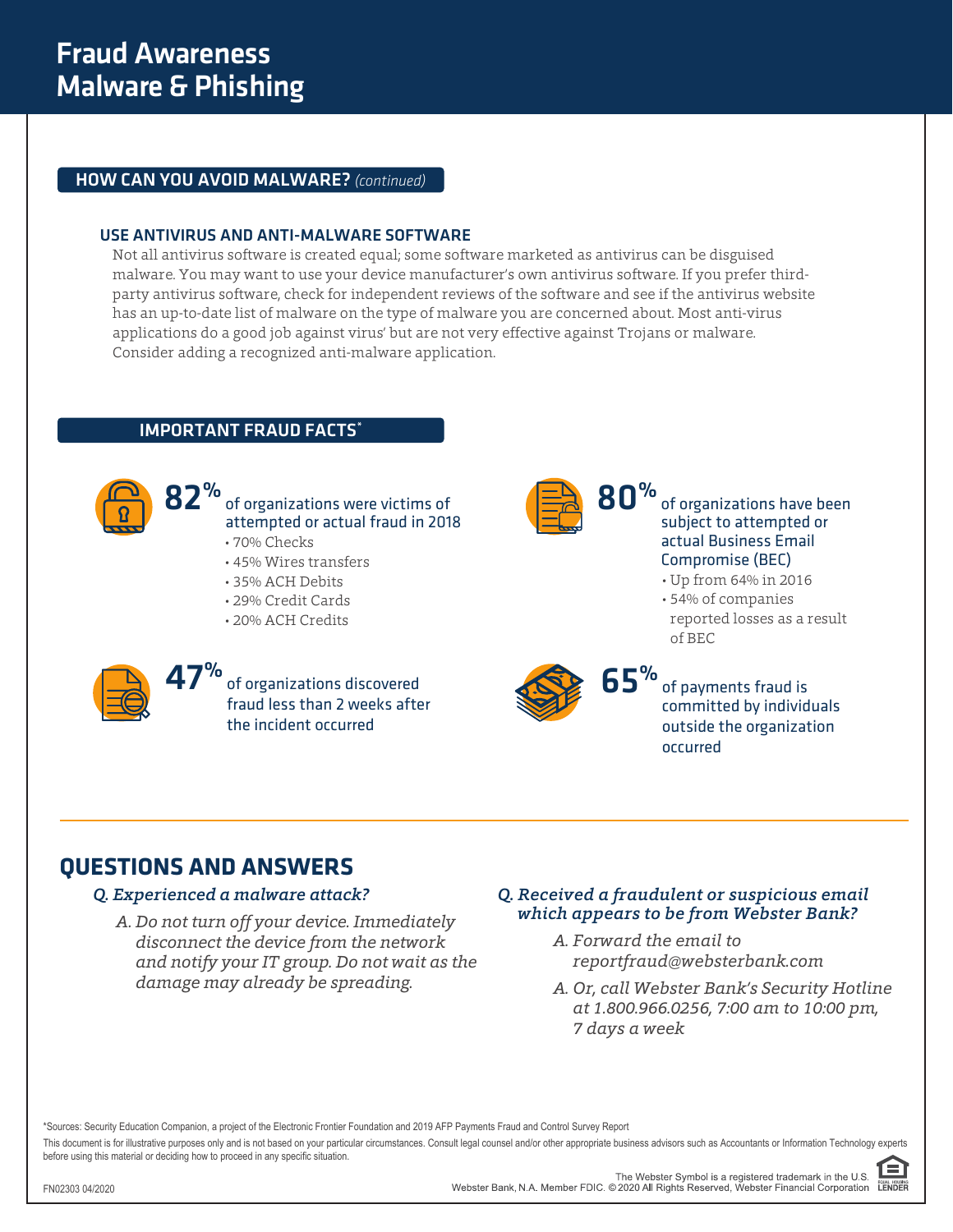# Fraud Awareness
# Malware & Phishing

## HOW CAN YOU AVOID MALWARE? *(continued)*

### USE ANTIVIRUS AND ANTI-MALWARE SOFTWARE

Not all antivirus software is created equal; some software marketed as antivirus can be disguised malware. You may want to use your device manufacturer's own antivirus software. If you prefer third-party antivirus software, check for independent reviews of the software and see if the antivirus website has an up-to-date list of malware on the type of malware you are concerned about. Most anti-virus applications do a good job against virus' but are not very effective against Trojans or malware. Consider adding a recognized anti-malware application.

## IMPORTANT FRAUD FACTS*

**82%** of organizations were victims of attempted or actual fraud in 2018

- 70% Checks
- 45% Wires transfers
- 35% ACH Debits
- 29% Credit Cards
- 20% ACH Credits

**80%** of organizations have been subject to attempted or actual Business Email Compromise (BEC)

- Up from 64% in 2016
- 54% of companies reported losses as a result of BEC

**47%** of organizations discovered fraud less than 2 weeks after the incident occurred

**65%** of payments fraud is committed by individuals outside the organization occurred

## QUESTIONS AND ANSWERS

***Q. Experienced a malware attack?***

*A. Do not turn off your device. Immediately disconnect the device from the network and notify your IT group. Do not wait as the damage may already be spreading.*

***Q. Received a fraudulent or suspicious email which appears to be from Webster Bank?***

*A. Forward the email to reportfraud@websterbank.com*

*A. Or, call Webster Bank's Security Hotline at 1.800.966.0256, 7:00 am to 10:00 pm, 7 days a week*

*Sources: Security Education Companion, a project of the Electronic Frontier Foundation and 2019 AFP Payments Fraud and Control Survey Report

This document is for illustrative purposes only and is not based on your particular circumstances. Consult legal counsel and/or other appropriate business advisors such as Accountants or Information Technology experts before using this material or deciding how to proceed in any specific situation.

FN02303 04/2020

The Webster Symbol is a registered trademark in the U.S.
Webster Bank, N.A. Member FDIC. © 2020 All Rights Reserved, Webster Financial Corporation

EQUAL HOUSING LENDER